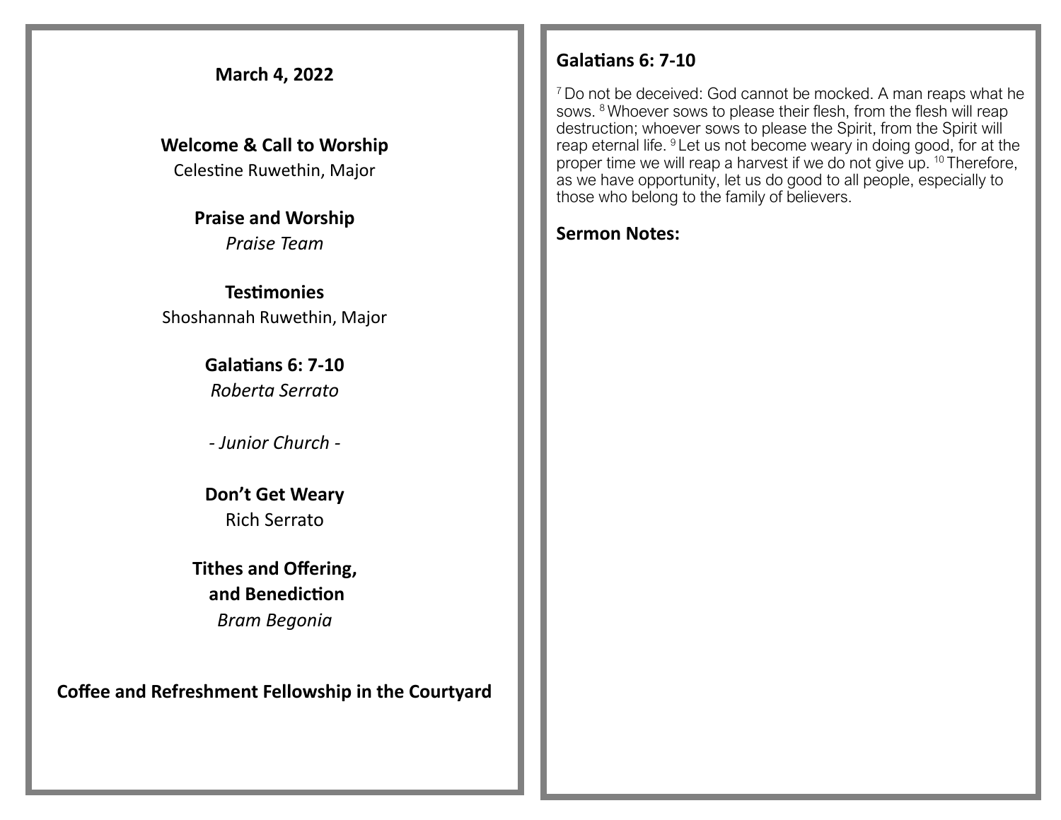**March 4, 2022**

**Welcome & Call to Worship**
Celestine Ruwethin, Major

**Praise and Worship**
*Praise Team*

**Testimonies**
Shoshannah Ruwethin, Major

**Galatians 6: 7-10**
*Roberta Serrato*

*- Junior Church -*

**Don't Get Weary**
Rich Serrato

**Tithes and Offering,**
**and Benediction**
*Bram Begonia*

**Coffee and Refreshment Fellowship in the Courtyard**

## Galatians 6: 7-10

[7] Do not be deceived: God cannot be mocked. A man reaps what he sows. [8] Whoever sows to please their flesh, from the flesh will reap destruction; whoever sows to please the Spirit, from the Spirit will reap eternal life. [9] Let us not become weary in doing good, for at the proper time we will reap a harvest if we do not give up. [10] Therefore, as we have opportunity, let us do good to all people, especially to those who belong to the family of believers.

## Sermon Notes: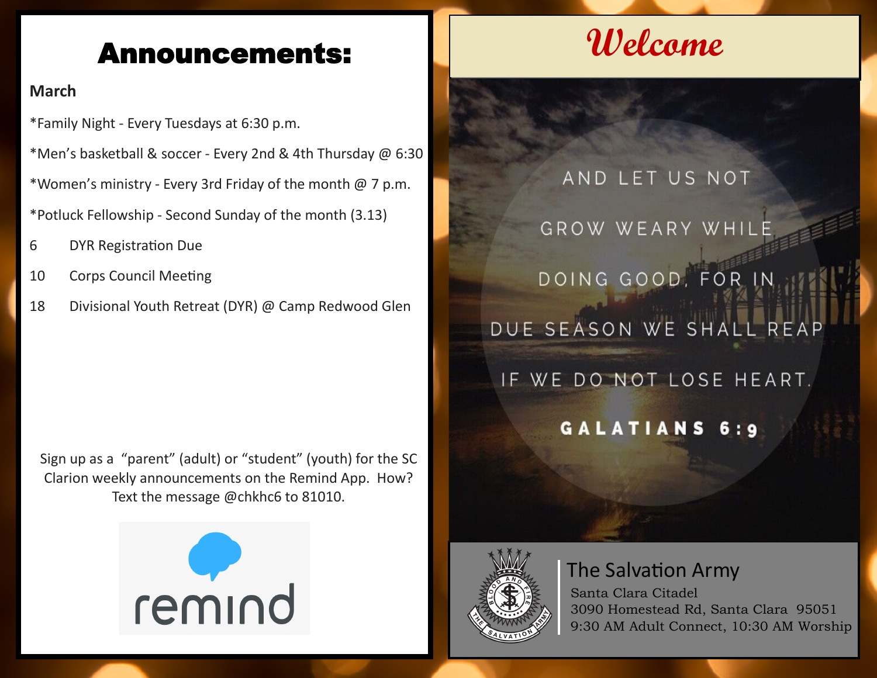# Announcements:

**March**

*Family Night - Every Tuesdays at 6:30 p.m.

*Men's basketball & soccer - Every 2nd & 4th Thursday @ 6:30

*Women's ministry - Every 3rd Friday of the month @ 7 p.m.

*Potluck Fellowship - Second Sunday of the month (3.13)

6 DYR Registration Due

10 Corps Council Meeting

18 Divisional Youth Retreat (DYR) @ Camp Redwood Glen

Sign up as a "parent" (adult) or "student" (youth) for the SC Clarion weekly announcements on the Remind App. How? Text the message @chkhc6 to 81010.

remind

# Welcome

AND LET US NOT GROW WEARY WHILE DOING GOOD, FOR IN DUE SEASON WE SHALL REAP IF WE DO NOT LOSE HEART.

**GALATIANS 6:9**

## The Salvation Army

Santa Clara Citadel
3090 Homestead Rd, Santa Clara 95051
9:30 AM Adult Connect, 10:30 AM Worship